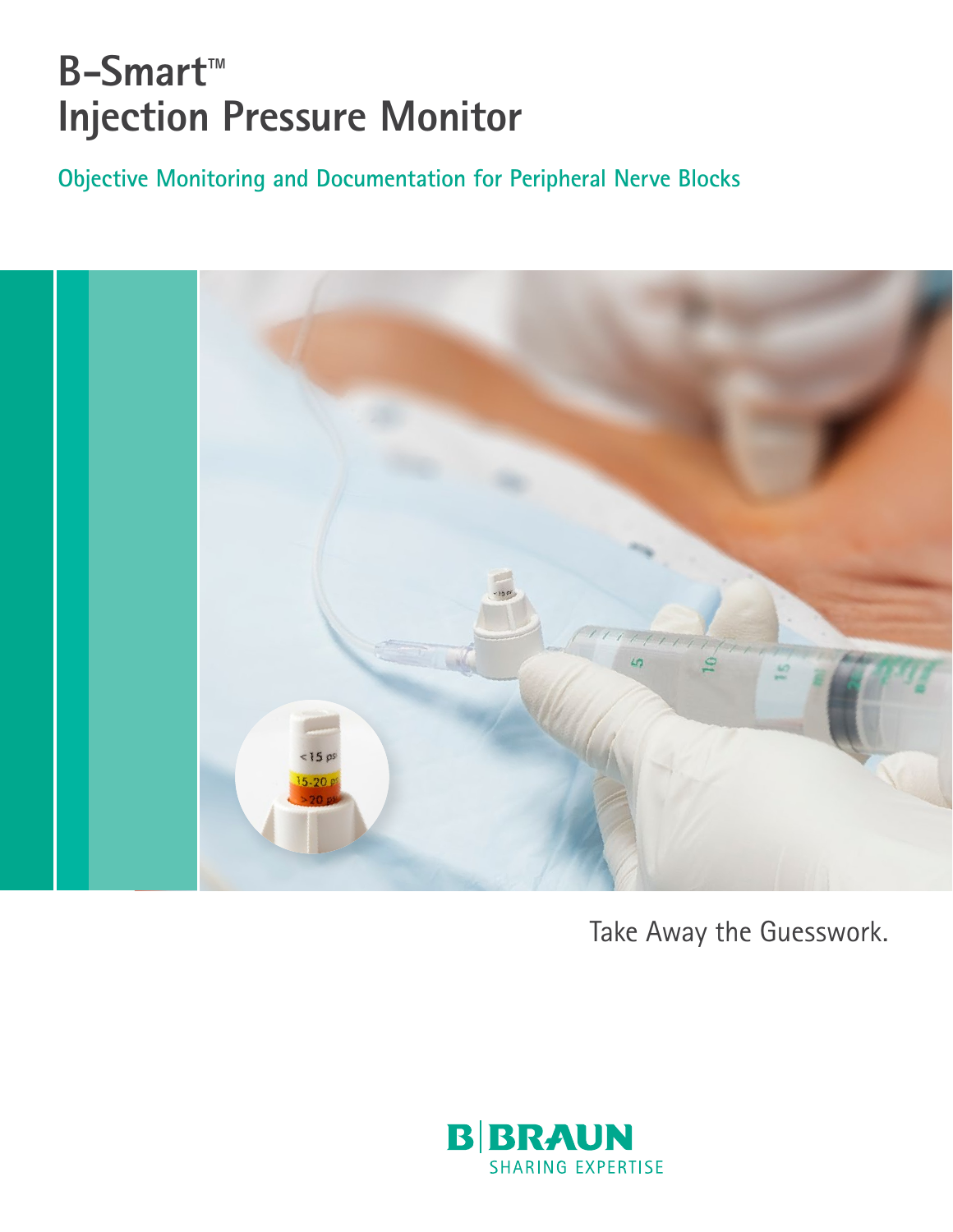# B-Smart™ Injection Pressure Monitor

## Objective Monitoring and Documentation for Peripheral Nerve Blocks

Take Away the Guesswork.

B|BRAUN
SHARING EXPERTISE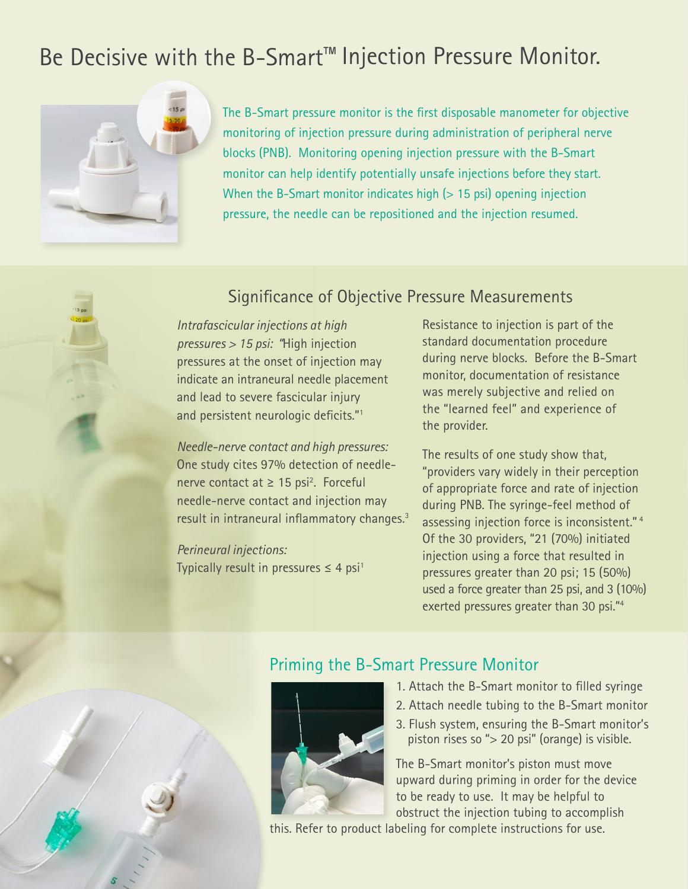# Be Decisive with the B-Smart™ Injection Pressure Monitor.

The B-Smart pressure monitor is the first disposable manometer for objective monitoring of injection pressure during administration of peripheral nerve blocks (PNB). Monitoring opening injection pressure with the B-Smart monitor can help identify potentially unsafe injections before they start. When the B-Smart monitor indicates high (> 15 psi) opening injection pressure, the needle can be repositioned and the injection resumed.

## Significance of Objective Pressure Measurements

*Intrafascicular injections at high pressures > 15 psi:* "High injection pressures at the onset of injection may indicate an intraneural needle placement and lead to severe fascicular injury and persistent neurologic deficits."[1]

*Needle-nerve contact and high pressures:* One study cites 97% detection of needle-nerve contact at ≥ 15 psi[2]. Forceful needle-nerve contact and injection may result in intraneural inflammatory changes.[3]

*Perineural injections:* Typically result in pressures ≤ 4 psi[1]

Resistance to injection is part of the standard documentation procedure during nerve blocks. Before the B-Smart monitor, documentation of resistance was merely subjective and relied on the "learned feel" and experience of the provider.

The results of one study show that, "providers vary widely in their perception of appropriate force and rate of injection during PNB. The syringe-feel method of assessing injection force is inconsistent."[4] Of the 30 providers, "21 (70%) initiated injection using a force that resulted in pressures greater than 20 psi; 15 (50%) used a force greater than 25 psi, and 3 (10%) exerted pressures greater than 30 psi."[4]

## Priming the B-Smart Pressure Monitor

1. Attach the B-Smart monitor to filled syringe
2. Attach needle tubing to the B-Smart monitor
3. Flush system, ensuring the B-Smart monitor's piston rises so "> 20 psi" (orange) is visible.

The B-Smart monitor's piston must move upward during priming in order for the device to be ready to use. It may be helpful to obstruct the injection tubing to accomplish this. Refer to product labeling for complete instructions for use.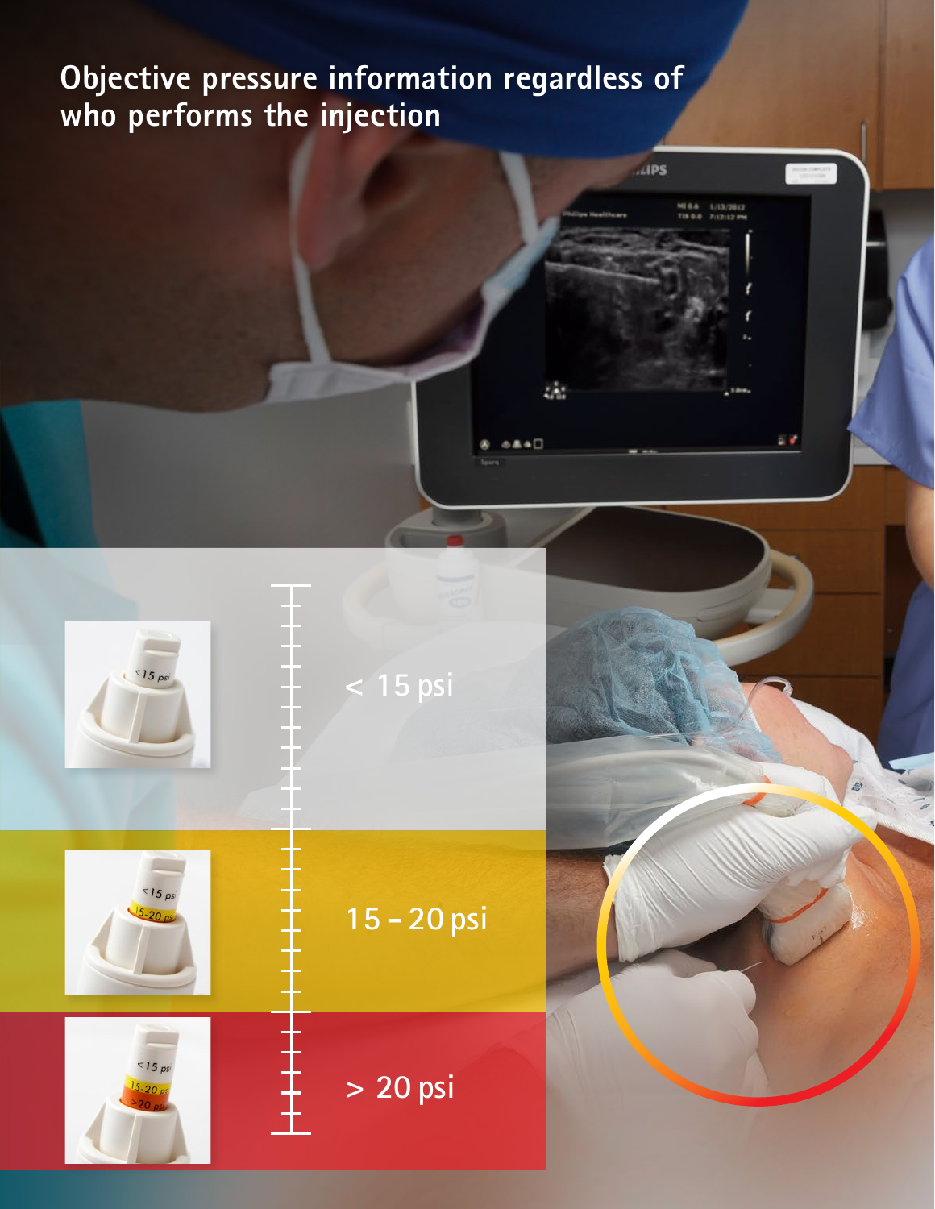# Objective pressure information regardless of who performs the injection

< 15 psi

15 – 20 psi

> 20 psi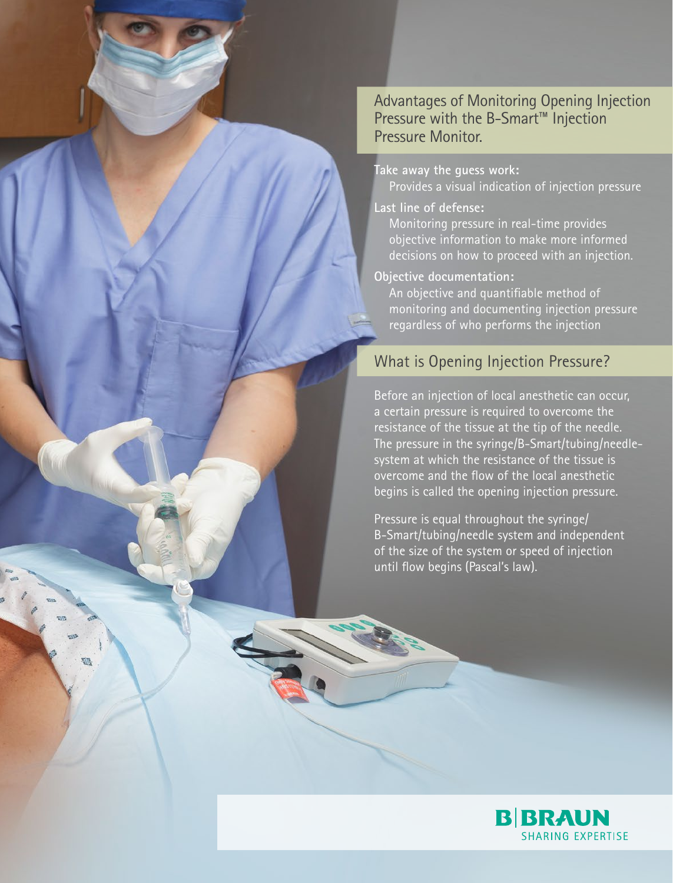## Advantages of Monitoring Opening Injection Pressure with the B-Smart™ Injection Pressure Monitor.

**Take away the guess work:**
Provides a visual indication of injection pressure

**Last line of defense:**
Monitoring pressure in real-time provides objective information to make more informed decisions on how to proceed with an injection.

**Objective documentation:**
An objective and quantifiable method of monitoring and documenting injection pressure regardless of who performs the injection

## What is Opening Injection Pressure?

Before an injection of local anesthetic can occur, a certain pressure is required to overcome the resistance of the tissue at the tip of the needle. The pressure in the syringe/B-Smart/tubing/needle-system at which the resistance of the tissue is overcome and the flow of the local anesthetic begins is called the opening injection pressure.

Pressure is equal throughout the syringe/B-Smart/tubing/needle system and independent of the size of the system or speed of injection until flow begins (Pascal's law).

B|BRAUN
SHARING EXPERTISE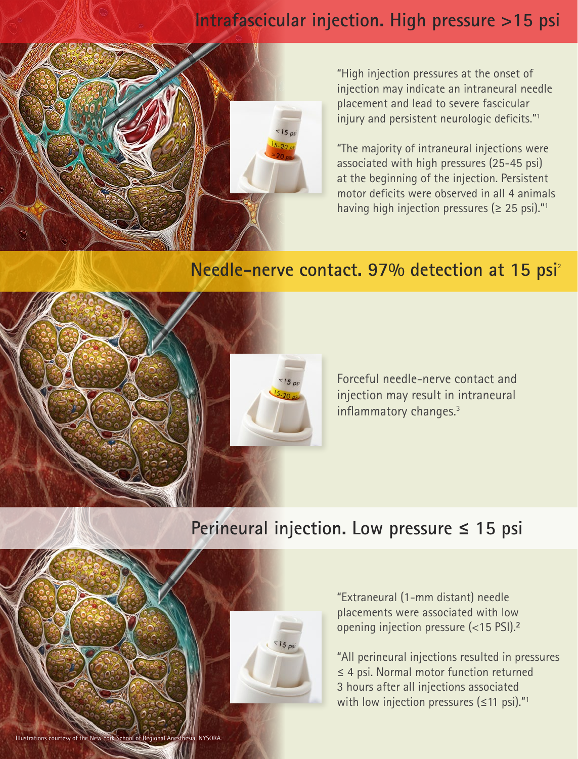## Intrafascicular injection. High pressure >15 psi

"High injection pressures at the onset of injection may indicate an intraneural needle placement and lead to severe fascicular injury and persistent neurologic deficits."[1]

"The majority of intraneural injections were associated with high pressures (25-45 psi) at the beginning of the injection. Persistent motor deficits were observed in all 4 animals having high injection pressures (≥ 25 psi)."[1]

## Needle-nerve contact. 97% detection at 15 psi[2]

Forceful needle-nerve contact and injection may result in intraneural inflammatory changes.[3]

## Perineural injection. Low pressure ≤ 15 psi

"Extraneural (1-mm distant) needle placements were associated with low opening injection pressure (<15 PSI).[2]

"All perineural injections resulted in pressures ≤ 4 psi. Normal motor function returned 3 hours after all injections associated with low injection pressures (≤11 psi)."[1]

Illustrations courtesy of the New York School of Regional Anesthesia, NYSORA.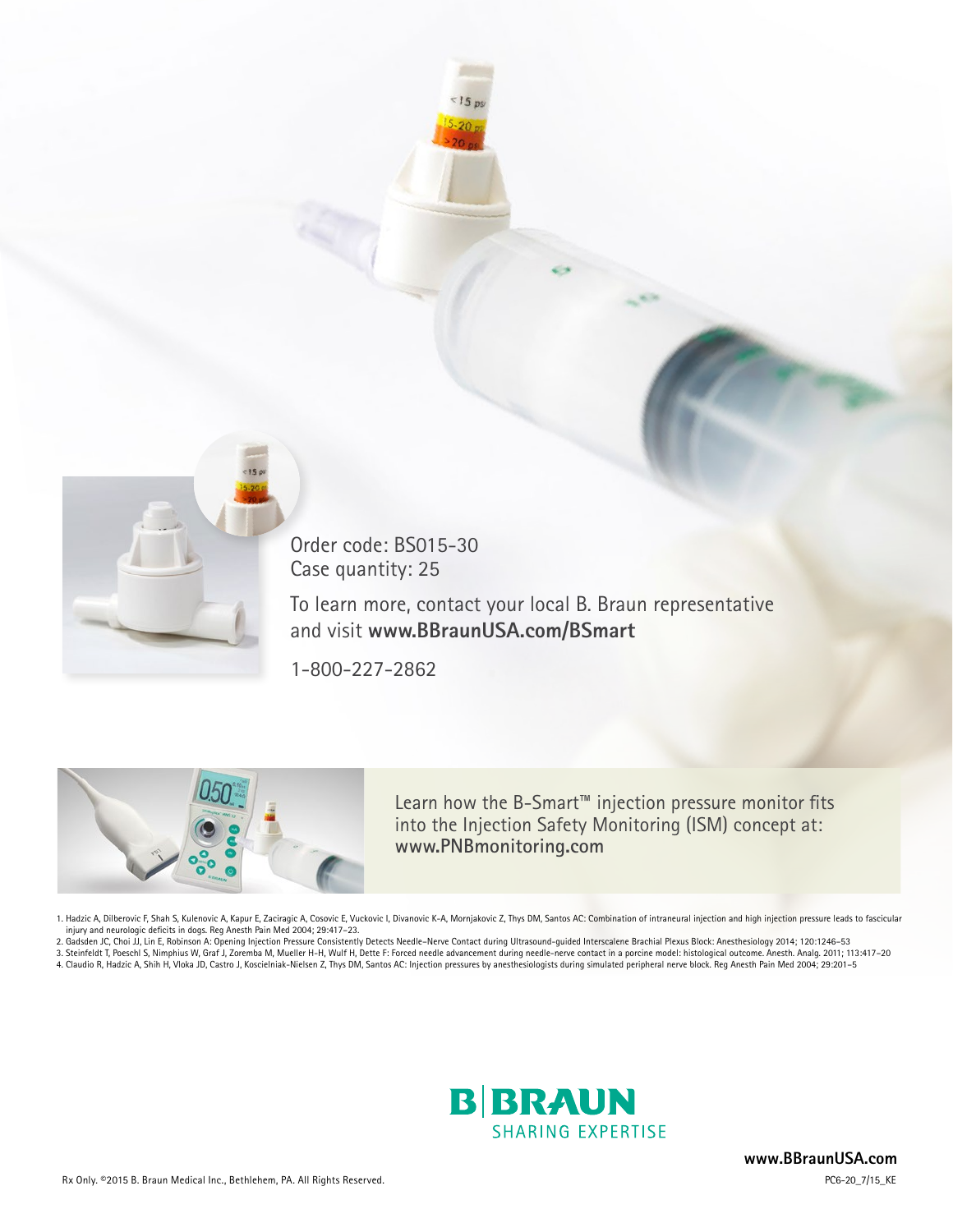Order code: BS015-30
Case quantity: 25

To learn more, contact your local B. Braun representative and visit **www.BBraunUSA.com/BSmart**

1-800-227-2862

Learn how the B-Smart™ injection pressure monitor fits into the Injection Safety Monitoring (ISM) concept at: **www.PNBmonitoring.com**

1. Hadzic A, Dilberovic F, Shah S, Kulenovic A, Kapur E, Zaciragic A, Cosovic E, Vuckovic I, Divanovic K-A, Mornjakovic Z, Thys DM, Santos AC: Combination of intraneural injection and high injection pressure leads to fascicular injury and neurologic deficits in dogs. Reg Anesth Pain Med 2004; 29:417–23.
2. Gadsden JC, Choi JJ, Lin E, Robinson A: Opening Injection Pressure Consistently Detects Needle-Nerve Contact during Ultrasound-guided Interscalene Brachial Plexus Block: Anesthesiology 2014; 120:1246–53
3. Steinfeldt T, Poeschl S, Nimphius W, Graf J, Zoremba M, Mueller H-H, Wulf H, Dette F: Forced needle advancement during needle-nerve contact in a porcine model: histological outcome. Anesth. Analg. 2011; 113:417–20
4. Claudio R, Hadzic A, Shih H, Vloka JD, Castro J, Koscielniak-Nielsen Z, Thys DM, Santos AC: Injection pressures by anesthesiologists during simulated peripheral nerve block. Reg Anesth Pain Med 2004; 29:201–5

B|BRAUN
SHARING EXPERTISE

**www.BBraunUSA.com**

Rx Only. ©2015 B. Braun Medical Inc., Bethlehem, PA. All Rights Reserved.

PC6-20_7/15_KE